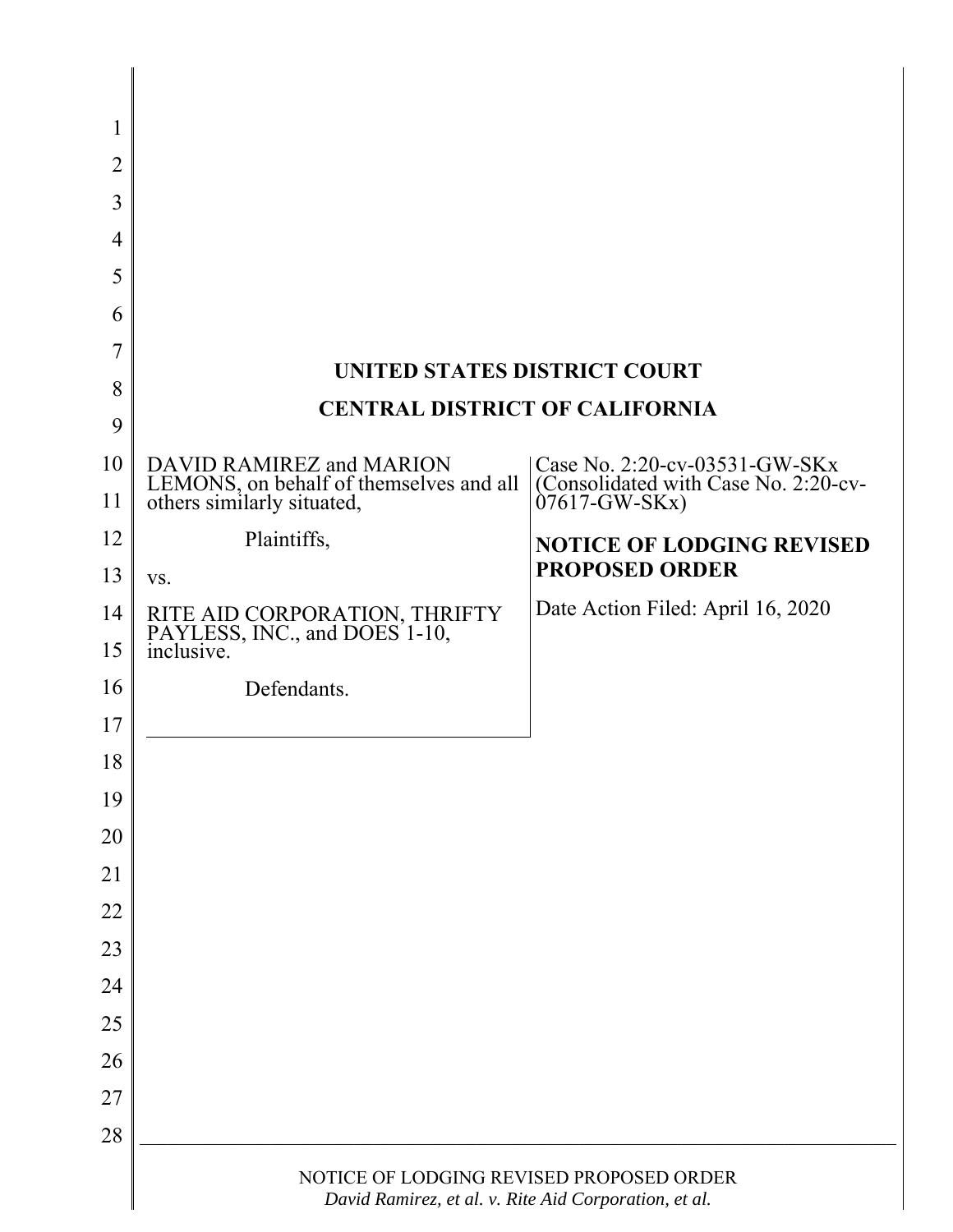# UNITED STATES DISTRICT COURT

# CENTRAL DISTRICT OF CALIFORNIA

DAVID RAMIREZ and MARION LEMONS, on behalf of themselves and all others similarly situated,

Plaintiffs,

vs.

RITE AID CORPORATION, THRIFTY PAYLESS, INC., and DOES 1-10, inclusive.

Defendants.

Case No. 2:20-cv-03531-GW-SKx (Consolidated with Case No. 2:20-cv-07617-GW-SKx)

**NOTICE OF LODGING REVISED PROPOSED ORDER**

Date Action Filed: April 16, 2020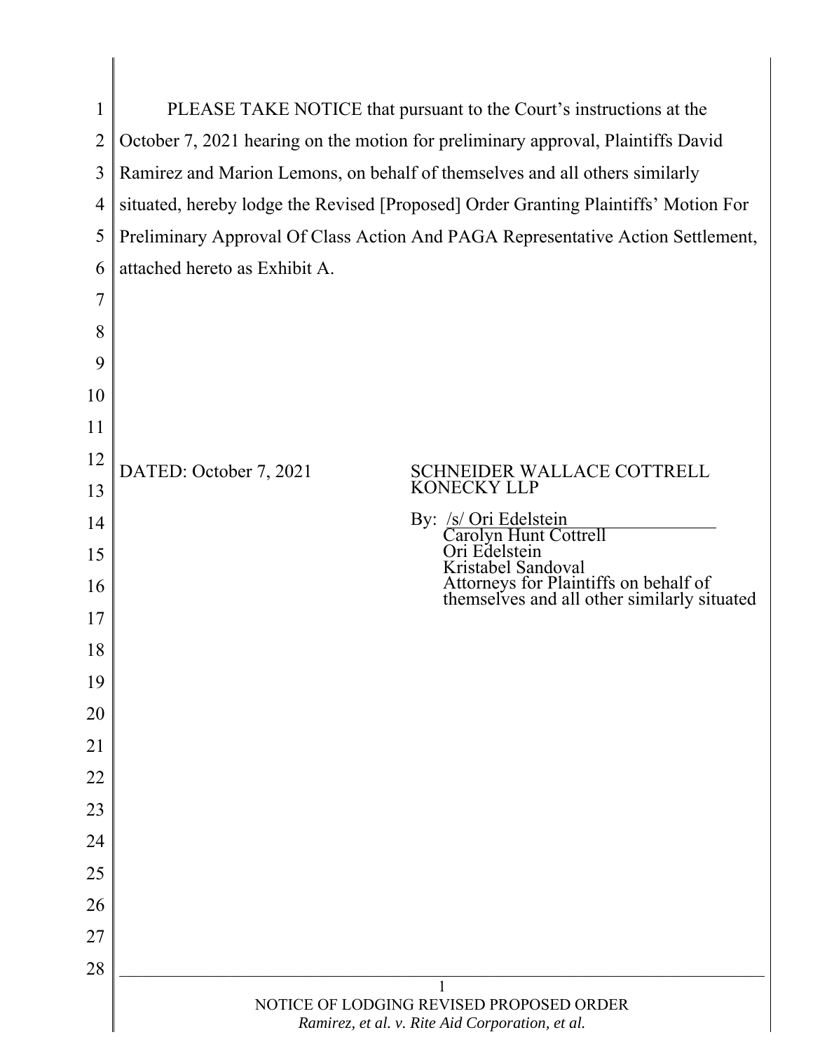PLEASE TAKE NOTICE that pursuant to the Court's instructions at the October 7, 2021 hearing on the motion for preliminary approval, Plaintiffs David Ramirez and Marion Lemons, on behalf of themselves and all others similarly situated, hereby lodge the Revised [Proposed] Order Granting Plaintiffs' Motion For Preliminary Approval Of Class Action And PAGA Representative Action Settlement, attached hereto as Exhibit A.

DATED: October 7, 2021

SCHNEIDER WALLACE COTTRELL KONECKY LLP

By: /s/ Ori Edelstein
Carolyn Hunt Cottrell
Ori Edelstein
Kristabel Sandoval
Attorneys for Plaintiffs on behalf of themselves and all other similarly situated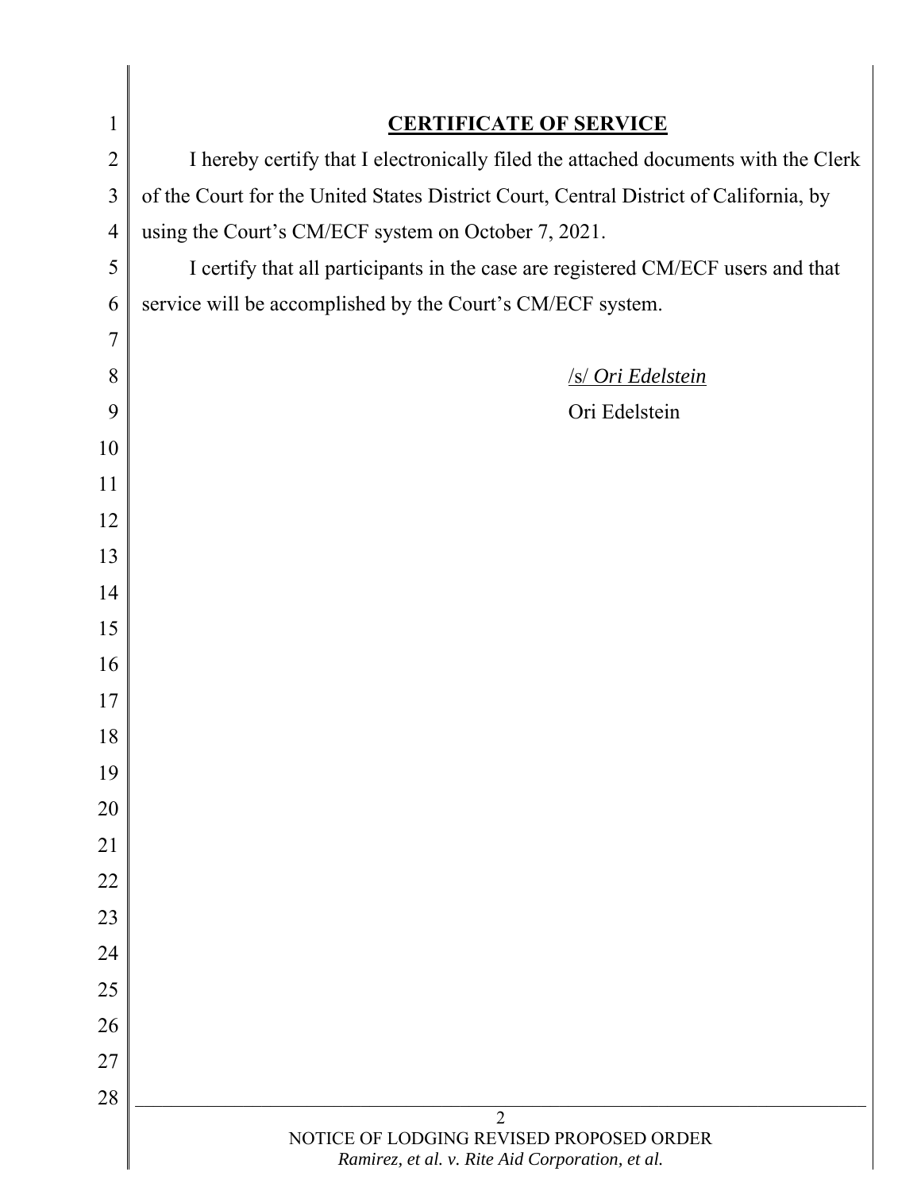# CERTIFICATE OF SERVICE

I hereby certify that I electronically filed the attached documents with the Clerk of the Court for the United States District Court, Central District of California, by using the Court's CM/ECF system on October 7, 2021.

I certify that all participants in the case are registered CM/ECF users and that service will be accomplished by the Court's CM/ECF system.

/s/ *Ori Edelstein*
Ori Edelstein